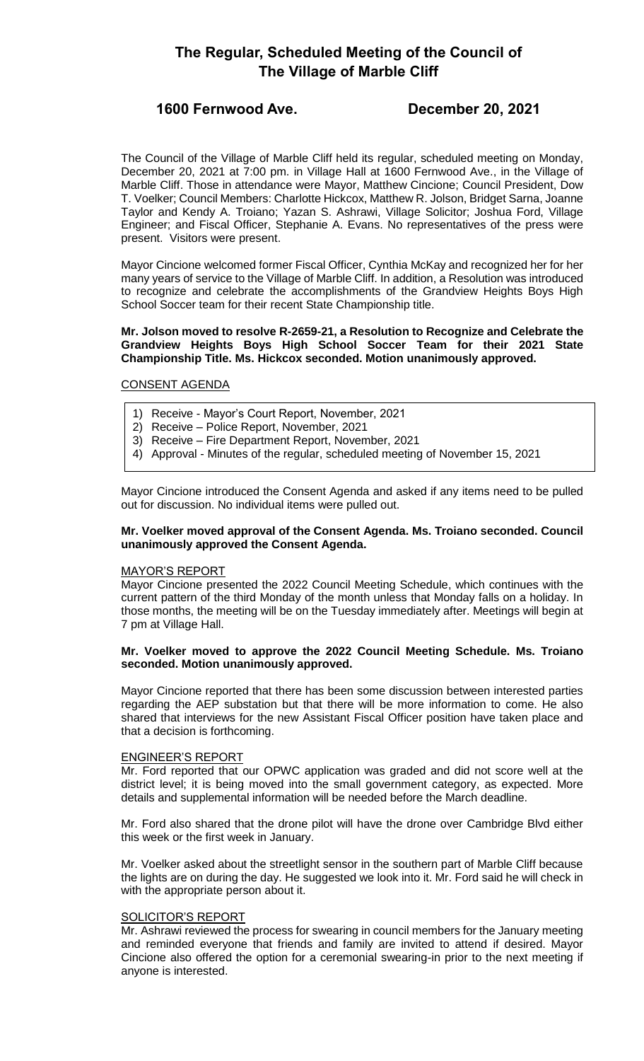# The Regular, Scheduled Meeting of the Council of The Village of Marble Cliff

## 1600 Fernwood Ave. December 20, 2021

The Council of the Village of Marble Cliff held its regular, scheduled meeting on Monday, December 20, 2021 at 7:00 pm. in Village Hall at 1600 Fernwood Ave., in the Village of Marble Cliff. Those in attendance were Mayor, Matthew Cincione; Council President, Dow T. Voelker; Council Members: Charlotte Hickcox, Matthew R. Jolson, Bridget Sarna, Joanne Taylor and Kendy A. Troiano; Yazan S. Ashrawi, Village Solicitor; Joshua Ford, Village Engineer; and Fiscal Officer, Stephanie A. Evans. No representatives of the press were present. Visitors were present.

Mayor Cincione welcomed former Fiscal Officer, Cynthia McKay and recognized her for her many years of service to the Village of Marble Cliff. In addition, a Resolution was introduced to recognize and celebrate the accomplishments of the Grandview Heights Boys High School Soccer team for their recent State Championship title.

**Mr. Jolson moved to resolve R-2659-21, a Resolution to Recognize and Celebrate the Grandview Heights Boys High School Soccer Team for their 2021 State Championship Title. Ms. Hickcox seconded. Motion unanimously approved.**

CONSENT AGENDA

1) Receive - Mayor's Court Report, November, 2021
2) Receive – Police Report, November, 2021
3) Receive – Fire Department Report, November, 2021
4) Approval - Minutes of the regular, scheduled meeting of November 15, 2021

Mayor Cincione introduced the Consent Agenda and asked if any items need to be pulled out for discussion. No individual items were pulled out.

**Mr. Voelker moved approval of the Consent Agenda. Ms. Troiano seconded. Council unanimously approved the Consent Agenda.**

MAYOR'S REPORT

Mayor Cincione presented the 2022 Council Meeting Schedule, which continues with the current pattern of the third Monday of the month unless that Monday falls on a holiday. In those months, the meeting will be on the Tuesday immediately after. Meetings will begin at 7 pm at Village Hall.

**Mr. Voelker moved to approve the 2022 Council Meeting Schedule. Ms. Troiano seconded. Motion unanimously approved.**

Mayor Cincione reported that there has been some discussion between interested parties regarding the AEP substation but that there will be more information to come. He also shared that interviews for the new Assistant Fiscal Officer position have taken place and that a decision is forthcoming.

ENGINEER'S REPORT

Mr. Ford reported that our OPWC application was graded and did not score well at the district level; it is being moved into the small government category, as expected. More details and supplemental information will be needed before the March deadline.

Mr. Ford also shared that the drone pilot will have the drone over Cambridge Blvd either this week or the first week in January.

Mr. Voelker asked about the streetlight sensor in the southern part of Marble Cliff because the lights are on during the day. He suggested we look into it. Mr. Ford said he will check in with the appropriate person about it.

SOLICITOR'S REPORT

Mr. Ashrawi reviewed the process for swearing in council members for the January meeting and reminded everyone that friends and family are invited to attend if desired. Mayor Cincione also offered the option for a ceremonial swearing-in prior to the next meeting if anyone is interested.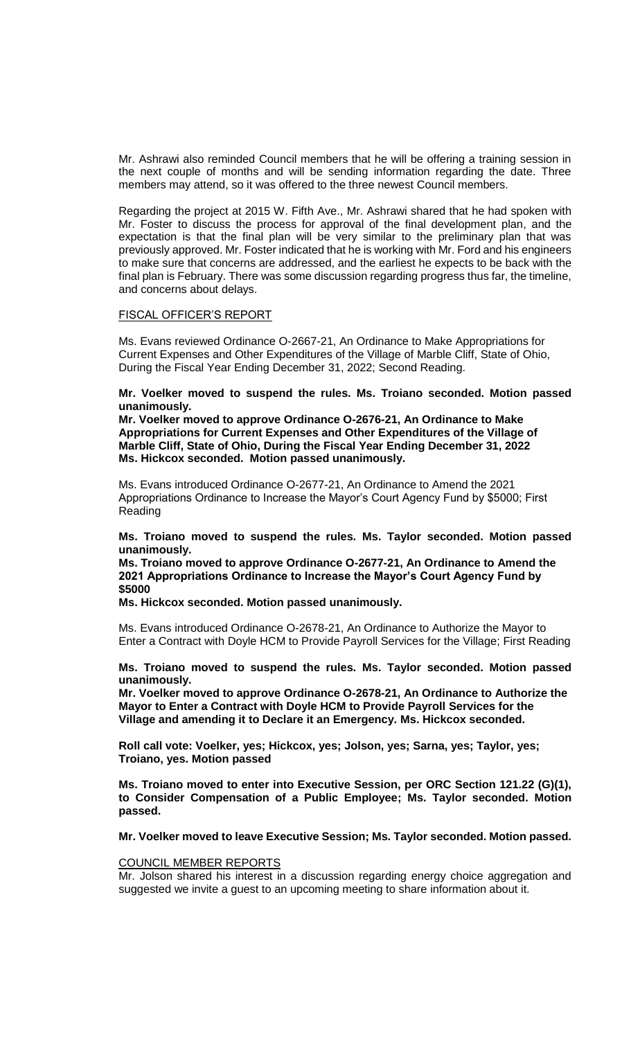Mr. Ashrawi also reminded Council members that he will be offering a training session in the next couple of months and will be sending information regarding the date. Three members may attend, so it was offered to the three newest Council members.

Regarding the project at 2015 W. Fifth Ave., Mr. Ashrawi shared that he had spoken with Mr. Foster to discuss the process for approval of the final development plan, and the expectation is that the final plan will be very similar to the preliminary plan that was previously approved. Mr. Foster indicated that he is working with Mr. Ford and his engineers to make sure that concerns are addressed, and the earliest he expects to be back with the final plan is February. There was some discussion regarding progress thus far, the timeline, and concerns about delays.

FISCAL OFFICER'S REPORT

Ms. Evans reviewed Ordinance O-2667-21, An Ordinance to Make Appropriations for Current Expenses and Other Expenditures of the Village of Marble Cliff, State of Ohio, During the Fiscal Year Ending December 31, 2022; Second Reading.

**Mr. Voelker moved to suspend the rules. Ms. Troiano seconded. Motion passed unanimously.**
**Mr. Voelker moved to approve Ordinance O-2676-21, An Ordinance to Make Appropriations for Current Expenses and Other Expenditures of the Village of Marble Cliff, State of Ohio, During the Fiscal Year Ending December 31, 2022 Ms. Hickcox seconded. Motion passed unanimously.**

Ms. Evans introduced Ordinance O-2677-21, An Ordinance to Amend the 2021 Appropriations Ordinance to Increase the Mayor's Court Agency Fund by $5000; First Reading

**Ms. Troiano moved to suspend the rules. Ms. Taylor seconded. Motion passed unanimously.**
**Ms. Troiano moved to approve Ordinance O-2677-21, An Ordinance to Amend the 2021 Appropriations Ordinance to Increase the Mayor's Court Agency Fund by $5000**
**Ms. Hickcox seconded. Motion passed unanimously.**

Ms. Evans introduced Ordinance O-2678-21, An Ordinance to Authorize the Mayor to Enter a Contract with Doyle HCM to Provide Payroll Services for the Village; First Reading

**Ms. Troiano moved to suspend the rules. Ms. Taylor seconded. Motion passed unanimously.**
**Mr. Voelker moved to approve Ordinance O-2678-21, An Ordinance to Authorize the Mayor to Enter a Contract with Doyle HCM to Provide Payroll Services for the Village and amending it to Declare it an Emergency. Ms. Hickcox seconded.**

**Roll call vote: Voelker, yes; Hickcox, yes; Jolson, yes; Sarna, yes; Taylor, yes; Troiano, yes. Motion passed**

**Ms. Troiano moved to enter into Executive Session, per ORC Section 121.22 (G)(1), to Consider Compensation of a Public Employee; Ms. Taylor seconded. Motion passed.**

**Mr. Voelker moved to leave Executive Session; Ms. Taylor seconded. Motion passed.**

COUNCIL MEMBER REPORTS

Mr. Jolson shared his interest in a discussion regarding energy choice aggregation and suggested we invite a guest to an upcoming meeting to share information about it.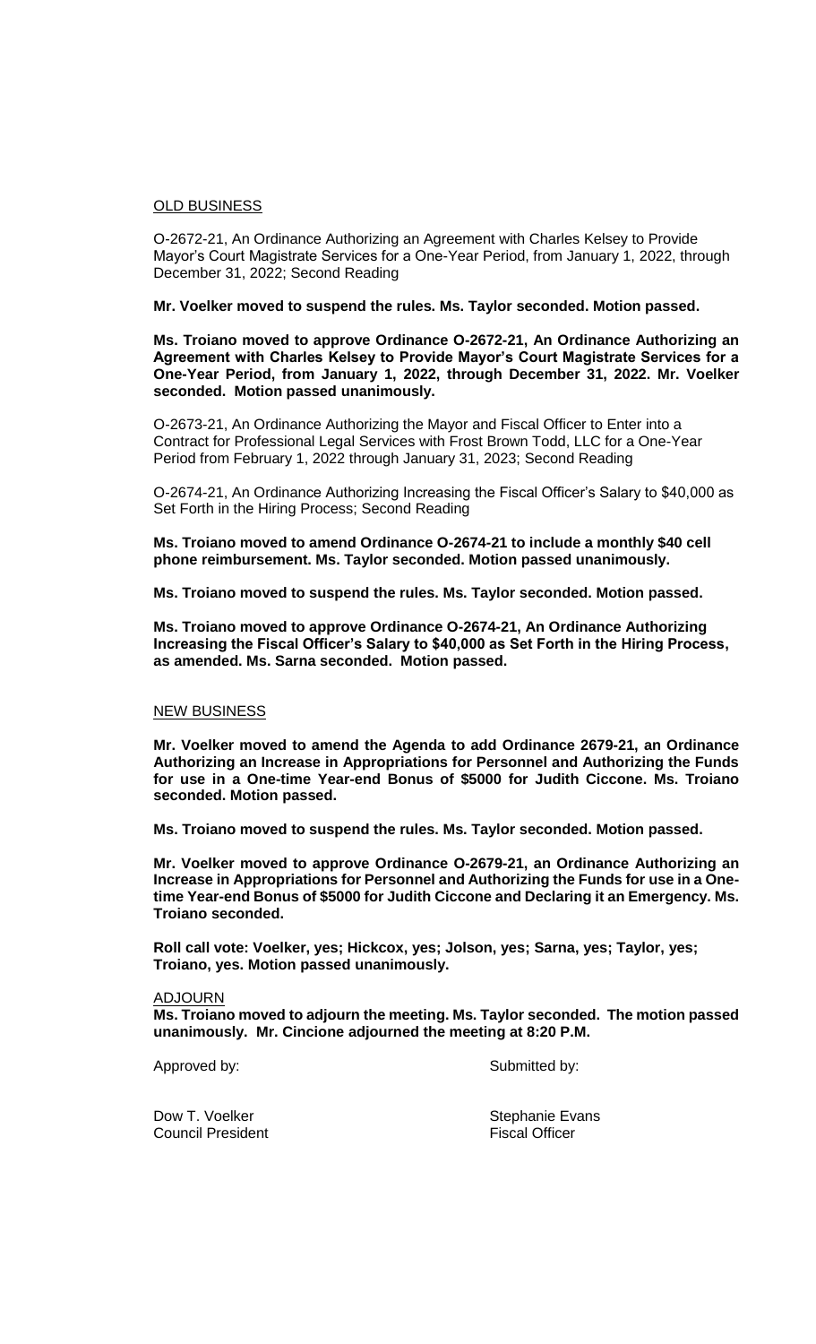OLD BUSINESS

O-2672-21, An Ordinance Authorizing an Agreement with Charles Kelsey to Provide Mayor's Court Magistrate Services for a One-Year Period, from January 1, 2022, through December 31, 2022; Second Reading

**Mr. Voelker moved to suspend the rules. Ms. Taylor seconded. Motion passed.**

**Ms. Troiano moved to approve Ordinance O-2672-21, An Ordinance Authorizing an Agreement with Charles Kelsey to Provide Mayor's Court Magistrate Services for a One-Year Period, from January 1, 2022, through December 31, 2022. Mr. Voelker seconded. Motion passed unanimously.**

O-2673-21, An Ordinance Authorizing the Mayor and Fiscal Officer to Enter into a Contract for Professional Legal Services with Frost Brown Todd, LLC for a One-Year Period from February 1, 2022 through January 31, 2023; Second Reading

O-2674-21, An Ordinance Authorizing Increasing the Fiscal Officer's Salary to $40,000 as Set Forth in the Hiring Process; Second Reading

**Ms. Troiano moved to amend Ordinance O-2674-21 to include a monthly $40 cell phone reimbursement. Ms. Taylor seconded. Motion passed unanimously.**

**Ms. Troiano moved to suspend the rules. Ms. Taylor seconded. Motion passed.**

**Ms. Troiano moved to approve Ordinance O-2674-21, An Ordinance Authorizing Increasing the Fiscal Officer's Salary to $40,000 as Set Forth in the Hiring Process, as amended. Ms. Sarna seconded. Motion passed.**

NEW BUSINESS

**Mr. Voelker moved to amend the Agenda to add Ordinance 2679-21, an Ordinance Authorizing an Increase in Appropriations for Personnel and Authorizing the Funds for use in a One-time Year-end Bonus of $5000 for Judith Ciccone. Ms. Troiano seconded. Motion passed.**

**Ms. Troiano moved to suspend the rules. Ms. Taylor seconded. Motion passed.**

**Mr. Voelker moved to approve Ordinance O-2679-21, an Ordinance Authorizing an Increase in Appropriations for Personnel and Authorizing the Funds for use in a One-time Year-end Bonus of $5000 for Judith Ciccone and Declaring it an Emergency. Ms. Troiano seconded.**

**Roll call vote: Voelker, yes; Hickcox, yes; Jolson, yes; Sarna, yes; Taylor, yes; Troiano, yes. Motion passed unanimously.**

ADJOURN

**Ms. Troiano moved to adjourn the meeting. Ms. Taylor seconded. The motion passed unanimously. Mr. Cincione adjourned the meeting at 8:20 P.M.**

Approved by: Submitted by:

Dow T. Voelker
Council President

Stephanie Evans
Fiscal Officer